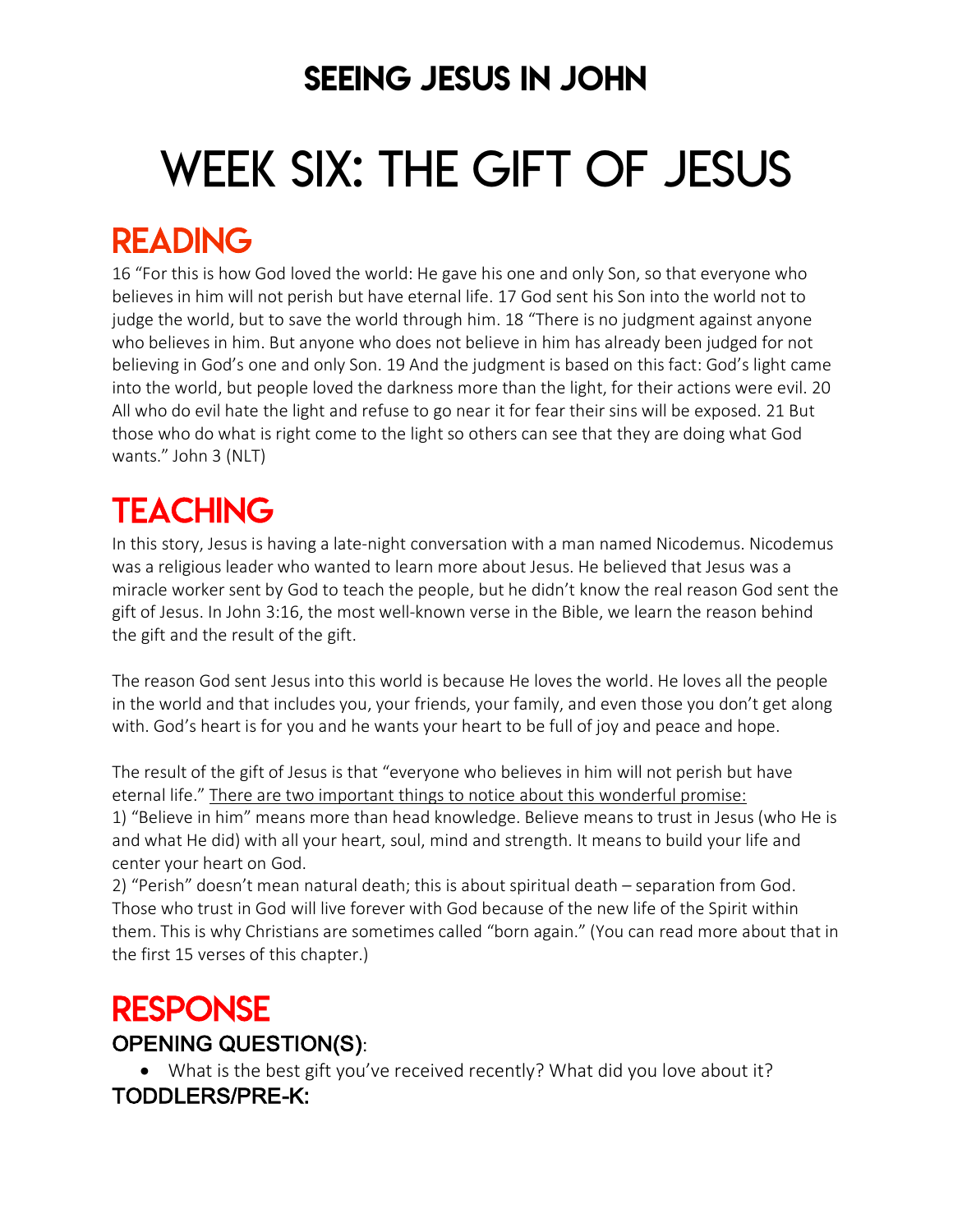# SEEING JESUS IN JOHN

# WEEK SIX: THE GIFT OF JESUS

## READING

16 "For this is how God loved the world: He gave his one and only Son, so that everyone who believes in him will not perish but have eternal life. 17 God sent his Son into the world not to judge the world, but to save the world through him. 18 "There is no judgment against anyone who believes in him. But anyone who does not believe in him has already been judged for not believing in God's one and only Son. 19 And the judgment is based on this fact: God's light came into the world, but people loved the darkness more than the light, for their actions were evil. 20 All who do evil hate the light and refuse to go near it for fear their sins will be exposed. 21 But those who do what is right come to the light so others can see that they are doing what God wants." John 3 (NLT)

## TEACHING

In this story, Jesus is having a late-night conversation with a man named Nicodemus. Nicodemus was a religious leader who wanted to learn more about Jesus. He believed that Jesus was a miracle worker sent by God to teach the people, but he didn't know the real reason God sent the gift of Jesus. In John 3:16, the most well-known verse in the Bible, we learn the reason behind the gift and the result of the gift.

The reason God sent Jesus into this world is because He loves the world. He loves all the people in the world and that includes you, your friends, your family, and even those you don't get along with. God's heart is for you and he wants your heart to be full of joy and peace and hope.

The result of the gift of Jesus is that "everyone who believes in him will not perish but have eternal life." <u>There are two important things to notice about this wonderful promise:</u>
1) "Believe in him" means more than head knowledge. Believe means to trust in Jesus (who He is and what He did) with all your heart, soul, mind and strength. It means to build your life and center your heart on God.
2) "Perish" doesn't mean natural death; this is about spiritual death – separation from God. Those who trust in God will live forever with God because of the new life of the Spirit within them. This is why Christians are sometimes called "born again." (You can read more about that in the first 15 verses of this chapter.)

## RESPONSE

### OPENING QUESTION(S):

- What is the best gift you've received recently? What did you love about it?

### TODDLERS/PRE-K: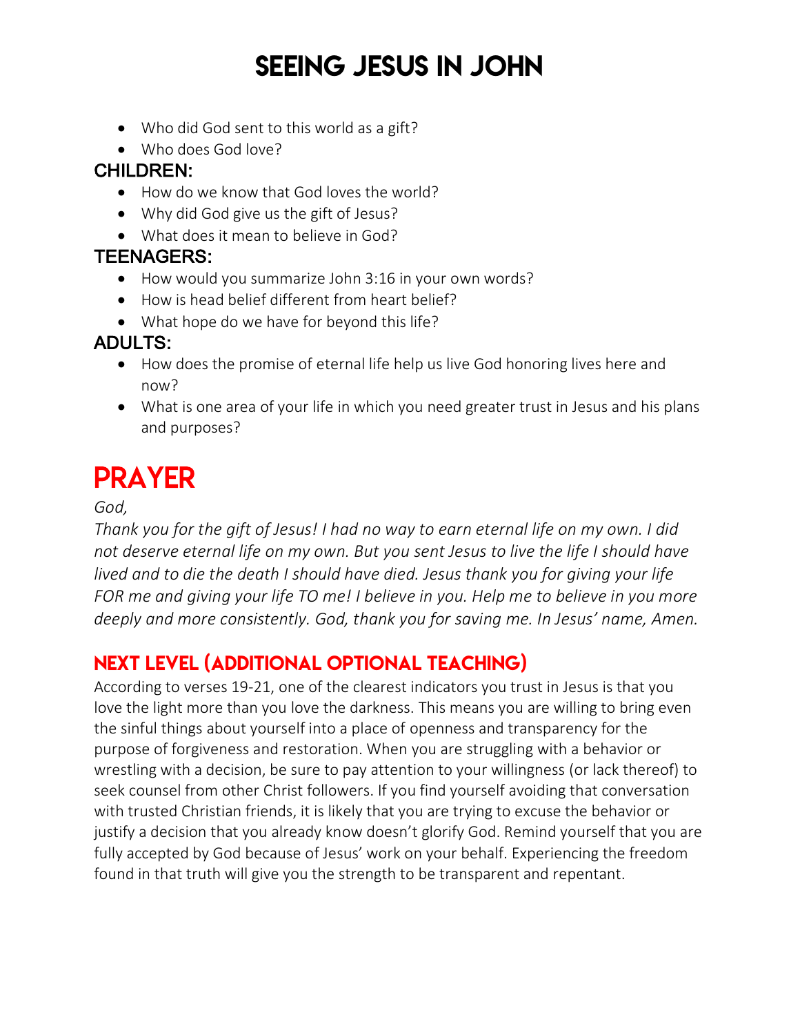# SEEING JESUS IN JOHN

- Who did God sent to this world as a gift?
- Who does God love?

### CHILDREN:

- How do we know that God loves the world?
- Why did God give us the gift of Jesus?
- What does it mean to believe in God?

### TEENAGERS:

- How would you summarize John 3:16 in your own words?
- How is head belief different from heart belief?
- What hope do we have for beyond this life?

### ADULTS:

- How does the promise of eternal life help us live God honoring lives here and now?
- What is one area of your life in which you need greater trust in Jesus and his plans and purposes?

## PRAYER

*God,*
*Thank you for the gift of Jesus! I had no way to earn eternal life on my own. I did not deserve eternal life on my own. But you sent Jesus to live the life I should have lived and to die the death I should have died. Jesus thank you for giving your life FOR me and giving your life TO me! I believe in you. Help me to believe in you more deeply and more consistently. God, thank you for saving me. In Jesus' name, Amen.*

### NEXT LEVEL (ADDITIONAL OPTIONAL TEACHING)

According to verses 19-21, one of the clearest indicators you trust in Jesus is that you love the light more than you love the darkness. This means you are willing to bring even the sinful things about yourself into a place of openness and transparency for the purpose of forgiveness and restoration. When you are struggling with a behavior or wrestling with a decision, be sure to pay attention to your willingness (or lack thereof) to seek counsel from other Christ followers. If you find yourself avoiding that conversation with trusted Christian friends, it is likely that you are trying to excuse the behavior or justify a decision that you already know doesn't glorify God. Remind yourself that you are fully accepted by God because of Jesus' work on your behalf. Experiencing the freedom found in that truth will give you the strength to be transparent and repentant.